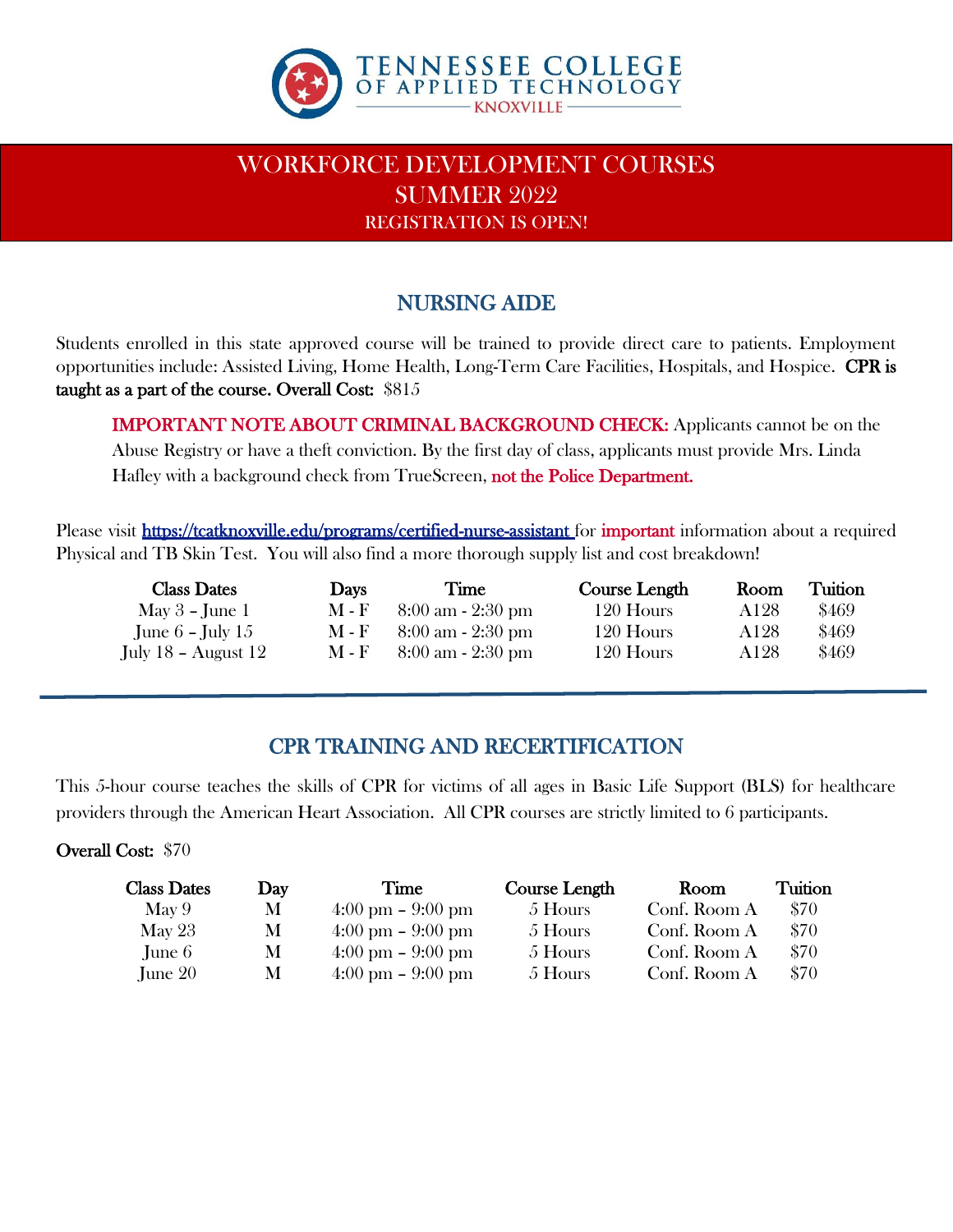TENNESSEE COLLEGE OF APPLIED TECHNOLOGY
KNOXVILLE

# WORKFORCE DEVELOPMENT COURSES
# SUMMER 2022
### REGISTRATION IS OPEN!

## NURSING AIDE

Students enrolled in this state approved course will be trained to provide direct care to patients. Employment opportunities include: Assisted Living, Home Health, Long-Term Care Facilities, Hospitals, and Hospice. **CPR is taught as a part of the course. Overall Cost:** $815

> **IMPORTANT NOTE ABOUT CRIMINAL BACKGROUND CHECK:** Applicants cannot be on the Abuse Registry or have a theft conviction. By the first day of class, applicants must provide Mrs. Linda Hafley with a background check from TrueScreen, **not the Police Department.**

Please visit https://tcatknoxville.edu/programs/certified-nurse-assistant for important information about a required Physical and TB Skin Test. You will also find a more thorough supply list and cost breakdown!

| Class Dates | Days | Time | Course Length | Room | Tuition |
|---|---|---|---|---|---|
| May 3 – June 1 | M - F | 8:00 am - 2:30 pm | 120 Hours | A128 | $469 |
| June 6 – July 15 | M - F | 8:00 am - 2:30 pm | 120 Hours | A128 | $469 |
| July 18 – August 12 | M - F | 8:00 am - 2:30 pm | 120 Hours | A128 | $469 |

---

## CPR TRAINING AND RECERTIFICATION

This 5-hour course teaches the skills of CPR for victims of all ages in Basic Life Support (BLS) for healthcare providers through the American Heart Association. All CPR courses are strictly limited to 6 participants.

**Overall Cost:** $70

| Class Dates | Day | Time | Course Length | Room | Tuition |
|---|---|---|---|---|---|
| May 9 | M | 4:00 pm – 9:00 pm | 5 Hours | Conf. Room A | $70 |
| May 23 | M | 4:00 pm – 9:00 pm | 5 Hours | Conf. Room A | $70 |
| June 6 | M | 4:00 pm – 9:00 pm | 5 Hours | Conf. Room A | $70 |
| June 20 | M | 4:00 pm – 9:00 pm | 5 Hours | Conf. Room A | $70 |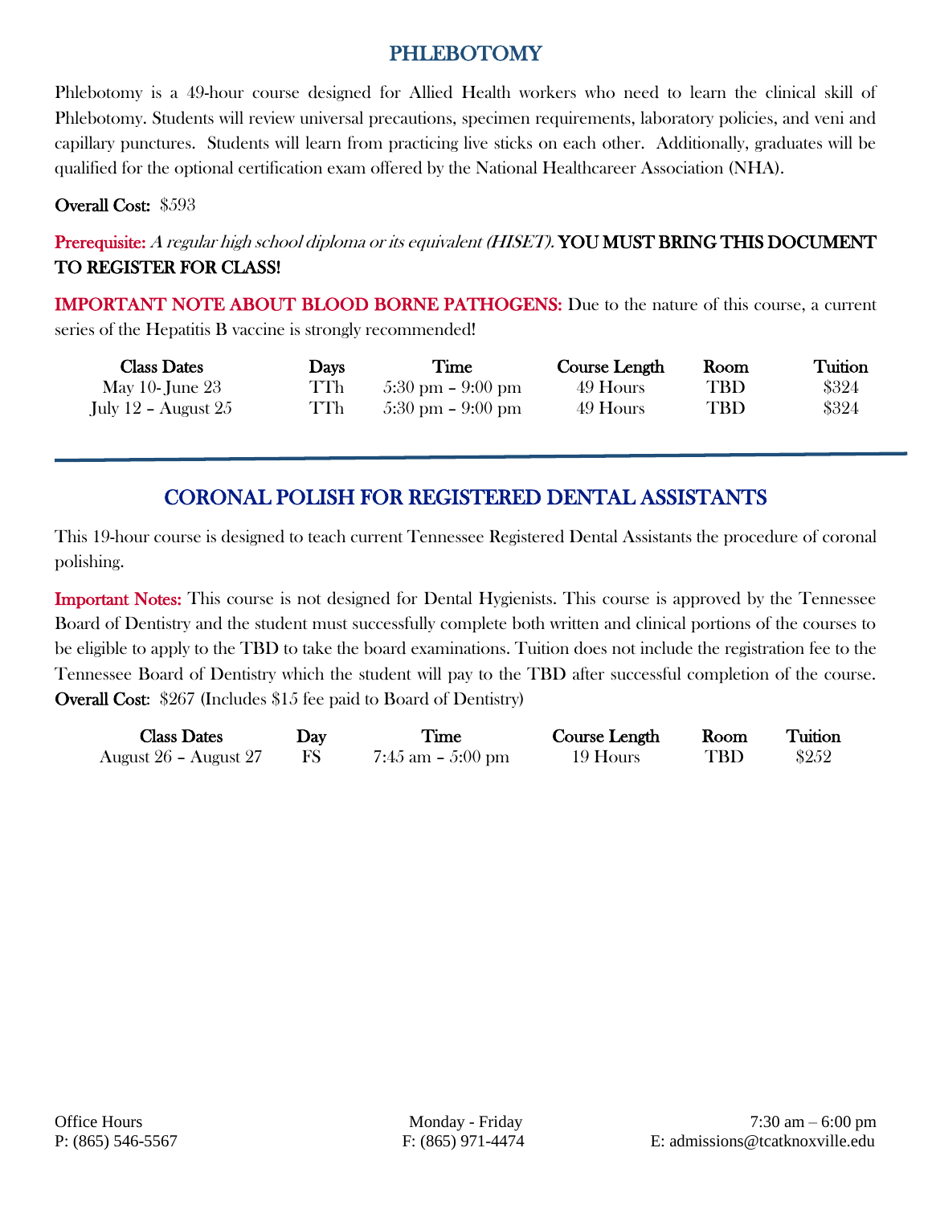## PHLEBOTOMY

Phlebotomy is a 49-hour course designed for Allied Health workers who need to learn the clinical skill of Phlebotomy. Students will review universal precautions, specimen requirements, laboratory policies, and veni and capillary punctures. Students will learn from practicing live sticks on each other. Additionally, graduates will be qualified for the optional certification exam offered by the National Healthcareer Association (NHA).

**Overall Cost:** $593

**Prerequisite:** *A regular high school diploma or its equivalent (HISET).* **YOU MUST BRING THIS DOCUMENT TO REGISTER FOR CLASS!**

**IMPORTANT NOTE ABOUT BLOOD BORNE PATHOGENS:** Due to the nature of this course, a current series of the Hepatitis B vaccine is strongly recommended!

| Class Dates | Days | Time | Course Length | Room | Tuition |
|---|---|---|---|---|---|
| May 10- June 23 | TTh | 5:30 pm – 9:00 pm | 49 Hours | TBD | $324 |
| July 12 – August 25 | TTh | 5:30 pm – 9:00 pm | 49 Hours | TBD | $324 |

---

## CORONAL POLISH FOR REGISTERED DENTAL ASSISTANTS

This 19-hour course is designed to teach current Tennessee Registered Dental Assistants the procedure of coronal polishing.

**Important Notes:** This course is not designed for Dental Hygienists. This course is approved by the Tennessee Board of Dentistry and the student must successfully complete both written and clinical portions of the courses to be eligible to apply to the TBD to take the board examinations. Tuition does not include the registration fee to the Tennessee Board of Dentistry which the student will pay to the TBD after successful completion of the course.
**Overall Cost:** $267 (Includes $15 fee paid to Board of Dentistry)

| Class Dates | Day | Time | Course Length | Room | Tuition |
|---|---|---|---|---|---|
| August 26 – August 27 | FS | 7:45 am – 5:00 pm | 19 Hours | TBD | $252 |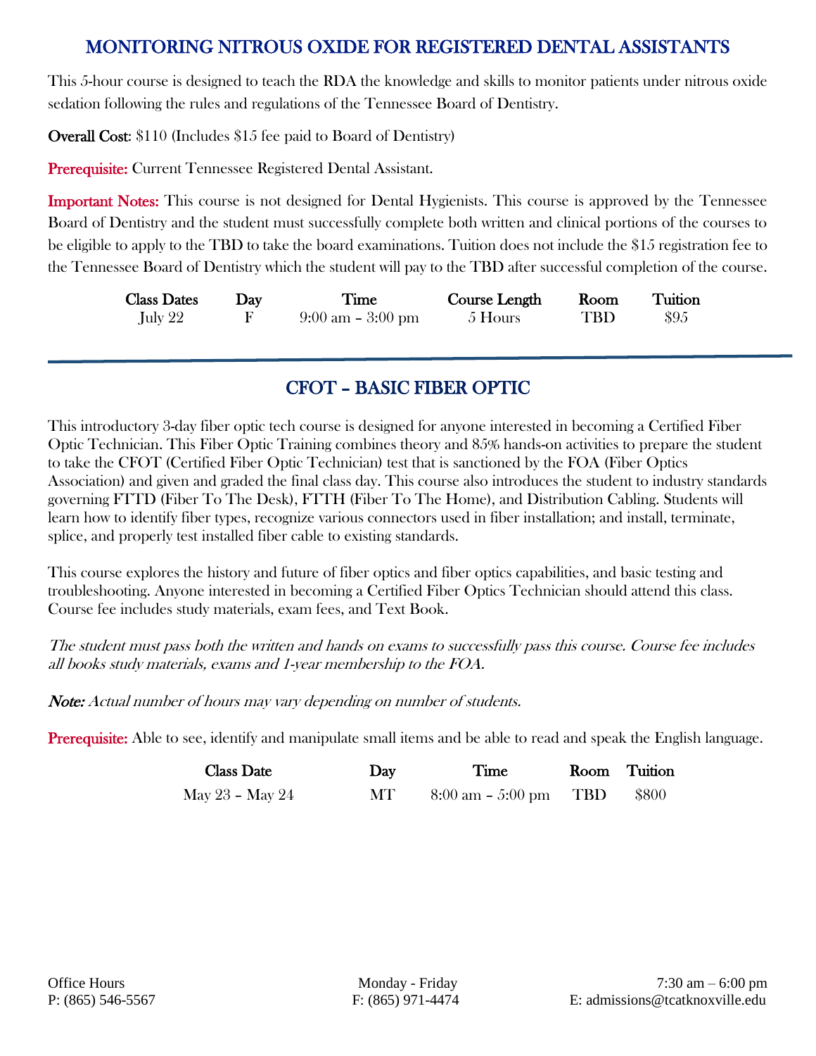## MONITORING NITROUS OXIDE FOR REGISTERED DENTAL ASSISTANTS

This 5-hour course is designed to teach the RDA the knowledge and skills to monitor patients under nitrous oxide sedation following the rules and regulations of the Tennessee Board of Dentistry.

**Overall Cost:** $110 (Includes $15 fee paid to Board of Dentistry)

**Prerequisite:** Current Tennessee Registered Dental Assistant.

**Important Notes:** This course is not designed for Dental Hygienists. This course is approved by the Tennessee Board of Dentistry and the student must successfully complete both written and clinical portions of the courses to be eligible to apply to the TBD to take the board examinations. Tuition does not include the $15 registration fee to the Tennessee Board of Dentistry which the student will pay to the TBD after successful completion of the course.

| Class Dates | Day | Time | Course Length | Room | Tuition |
|---|---|---|---|---|---|
| July 22 | F | 9:00 am – 3:00 pm | 5 Hours | TBD | $95 |

---

## CFOT – BASIC FIBER OPTIC

This introductory 3-day fiber optic tech course is designed for anyone interested in becoming a Certified Fiber Optic Technician. This Fiber Optic Training combines theory and 85% hands-on activities to prepare the student to take the CFOT (Certified Fiber Optic Technician) test that is sanctioned by the FOA (Fiber Optics Association) and given and graded the final class day. This course also introduces the student to industry standards governing FTTD (Fiber To The Desk), FTTH (Fiber To The Home), and Distribution Cabling. Students will learn how to identify fiber types, recognize various connectors used in fiber installation; and install, terminate, splice, and properly test installed fiber cable to existing standards.

This course explores the history and future of fiber optics and fiber optics capabilities, and basic testing and troubleshooting. Anyone interested in becoming a Certified Fiber Optics Technician should attend this class. Course fee includes study materials, exam fees, and Text Book.

*The student must pass both the written and hands on exams to successfully pass this course. Course fee includes all books study materials, exams and 1-year membership to the FOA.*

***Note:*** *Actual number of hours may vary depending on number of students.*

**Prerequisite:** Able to see, identify and manipulate small items and be able to read and speak the English language.

| Class Date | Day | Time | Room | Tuition |
|---|---|---|---|---|
| May 23 – May 24 | MT | 8:00 am – 5:00 pm | TBD | $800 |

Office Hours Monday - Friday 7:30 am – 6:00 pm
P: (865) 546-5567 F: (865) 971-4474 E: admissions@tcatknoxville.edu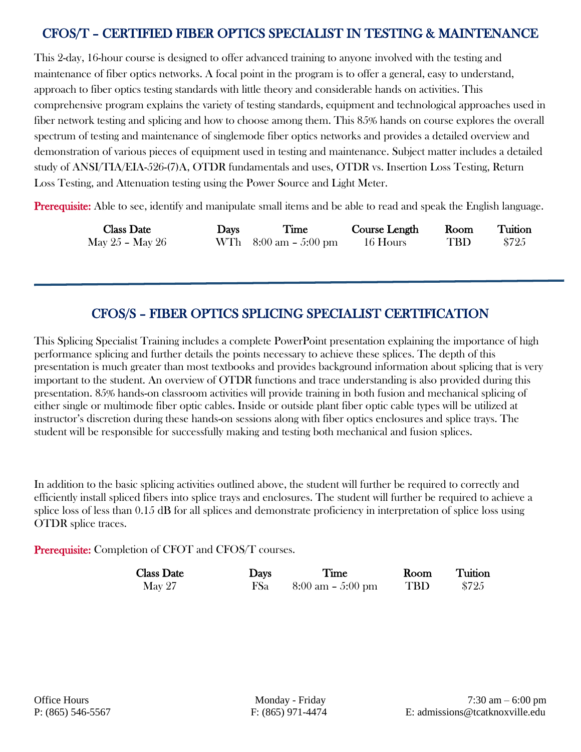## CFOS/T – CERTIFIED FIBER OPTICS SPECIALIST IN TESTING & MAINTENANCE

This 2-day, 16-hour course is designed to offer advanced training to anyone involved with the testing and maintenance of fiber optics networks. A focal point in the program is to offer a general, easy to understand, approach to fiber optics testing standards with little theory and considerable hands on activities. This comprehensive program explains the variety of testing standards, equipment and technological approaches used in fiber network testing and splicing and how to choose among them. This 85% hands on course explores the overall spectrum of testing and maintenance of singlemode fiber optics networks and provides a detailed overview and demonstration of various pieces of equipment used in testing and maintenance. Subject matter includes a detailed study of ANSI/TIA/EIA-526-(7)A, OTDR fundamentals and uses, OTDR vs. Insertion Loss Testing, Return Loss Testing, and Attenuation testing using the Power Source and Light Meter.

**Prerequisite:** Able to see, identify and manipulate small items and be able to read and speak the English language.

| Class Date | Days | Time | Course Length | Room | Tuition |
|---|---|---|---|---|---|
| May 25 – May 26 | WTh | 8:00 am – 5:00 pm | 16 Hours | TBD | $725 |

---

## CFOS/S – FIBER OPTICS SPLICING SPECIALIST CERTIFICATION

This Splicing Specialist Training includes a complete PowerPoint presentation explaining the importance of high performance splicing and further details the points necessary to achieve these splices. The depth of this presentation is much greater than most textbooks and provides background information about splicing that is very important to the student. An overview of OTDR functions and trace understanding is also provided during this presentation. 85% hands-on classroom activities will provide training in both fusion and mechanical splicing of either single or multimode fiber optic cables. Inside or outside plant fiber optic cable types will be utilized at instructor's discretion during these hands-on sessions along with fiber optics enclosures and splice trays. The student will be responsible for successfully making and testing both mechanical and fusion splices.

In addition to the basic splicing activities outlined above, the student will further be required to correctly and efficiently install spliced fibers into splice trays and enclosures. The student will further be required to achieve a splice loss of less than 0.15 dB for all splices and demonstrate proficiency in interpretation of splice loss using OTDR splice traces.

**Prerequisite:** Completion of CFOT and CFOS/T courses.

| Class Date | Days | Time | Room | Tuition |
|---|---|---|---|---|
| May 27 | FSa | 8:00 am – 5:00 pm | TBD | $725 |

Office Hours — Monday - Friday — 7:30 am – 6:00 pm

P: (865) 546-5567 — F: (865) 971-4474 — E: admissions@tcatknoxville.edu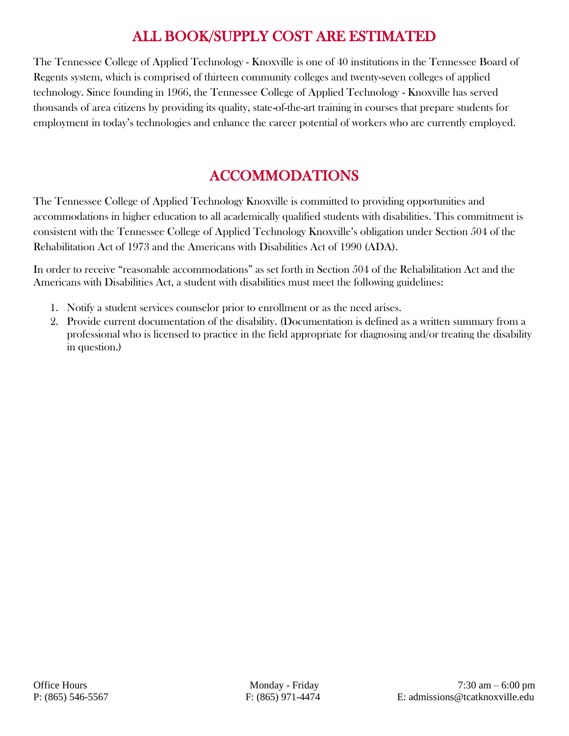## ALL BOOK/SUPPLY COST ARE ESTIMATED

The Tennessee College of Applied Technology - Knoxville is one of 40 institutions in the Tennessee Board of Regents system, which is comprised of thirteen community colleges and twenty-seven colleges of applied technology. Since founding in 1966, the Tennessee College of Applied Technology - Knoxville has served thousands of area citizens by providing its quality, state-of-the-art training in courses that prepare students for employment in today's technologies and enhance the career potential of workers who are currently employed.

## ACCOMMODATIONS

The Tennessee College of Applied Technology Knoxville is committed to providing opportunities and accommodations in higher education to all academically qualified students with disabilities. This commitment is consistent with the Tennessee College of Applied Technology Knoxville's obligation under Section 504 of the Rehabilitation Act of 1973 and the Americans with Disabilities Act of 1990 (ADA).

In order to receive "reasonable accommodations" as set forth in Section 504 of the Rehabilitation Act and the Americans with Disabilities Act, a student with disabilities must meet the following guidelines:

1. Notify a student services counselor prior to enrollment or as the need arises.
2. Provide current documentation of the disability. (Documentation is defined as a written summary from a professional who is licensed to practice in the field appropriate for diagnosing and/or treating the disability in question.)

Office Hours Monday - Friday 7:30 am – 6:00 pm
P: (865) 546-5567 F: (865) 971-4474 E: admissions@tcatknoxville.edu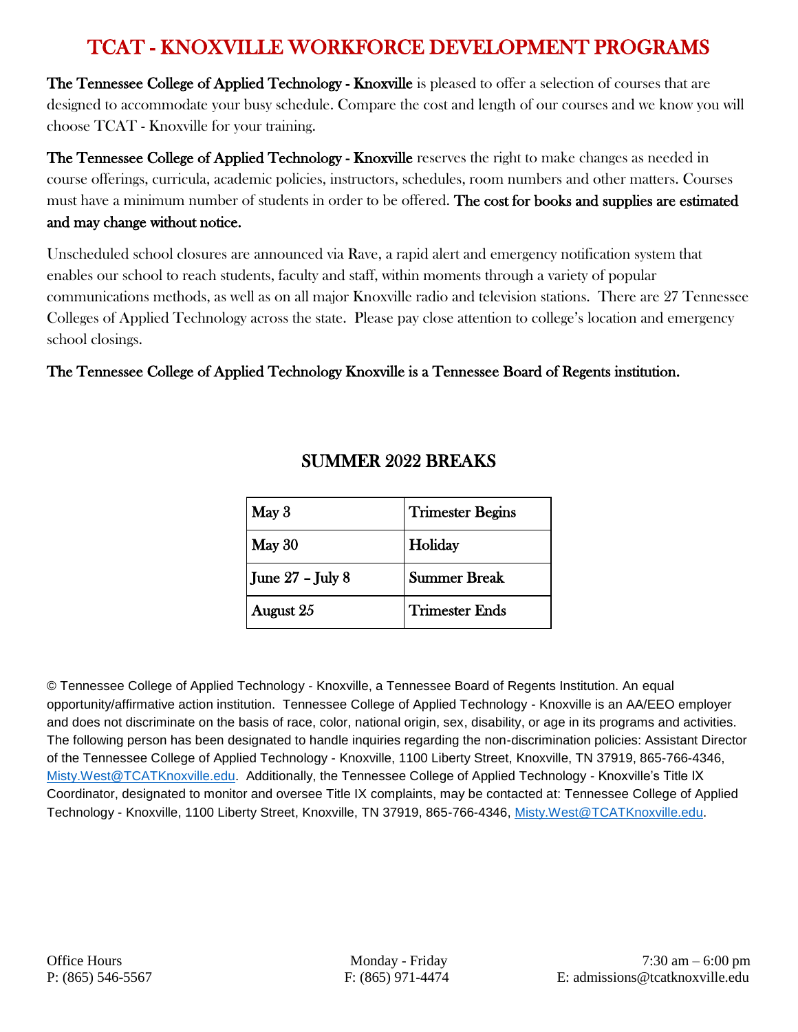# TCAT - KNOXVILLE WORKFORCE DEVELOPMENT PROGRAMS

**The Tennessee College of Applied Technology - Knoxville** is pleased to offer a selection of courses that are designed to accommodate your busy schedule. Compare the cost and length of our courses and we know you will choose TCAT - Knoxville for your training.

**The Tennessee College of Applied Technology - Knoxville** reserves the right to make changes as needed in course offerings, curricula, academic policies, instructors, schedules, room numbers and other matters. Courses must have a minimum number of students in order to be offered. **The cost for books and supplies are estimated and may change without notice.**

Unscheduled school closures are announced via Rave, a rapid alert and emergency notification system that enables our school to reach students, faculty and staff, within moments through a variety of popular communications methods, as well as on all major Knoxville radio and television stations. There are 27 Tennessee Colleges of Applied Technology across the state. Please pay close attention to college's location and emergency school closings.

**The Tennessee College of Applied Technology Knoxville is a Tennessee Board of Regents institution.**

## SUMMER 2022 BREAKS

| | |
|---|---|
| May 3 | Trimester Begins |
| May 30 | Holiday |
| June 27 – July 8 | Summer Break |
| August 25 | Trimester Ends |

© Tennessee College of Applied Technology - Knoxville, a Tennessee Board of Regents Institution. An equal opportunity/affirmative action institution. Tennessee College of Applied Technology - Knoxville is an AA/EEO employer and does not discriminate on the basis of race, color, national origin, sex, disability, or age in its programs and activities. The following person has been designated to handle inquiries regarding the non-discrimination policies: Assistant Director of the Tennessee College of Applied Technology - Knoxville, 1100 Liberty Street, Knoxville, TN 37919, 865-766-4346, Misty.West@TCATKnoxville.edu. Additionally, the Tennessee College of Applied Technology - Knoxville's Title IX Coordinator, designated to monitor and oversee Title IX complaints, may be contacted at: Tennessee College of Applied Technology - Knoxville, 1100 Liberty Street, Knoxville, TN 37919, 865-766-4346, Misty.West@TCATKnoxville.edu.

Office Hours Monday - Friday 7:30 am – 6:00 pm
P: (865) 546-5567 F: (865) 971-4474 E: admissions@tcatknoxville.edu